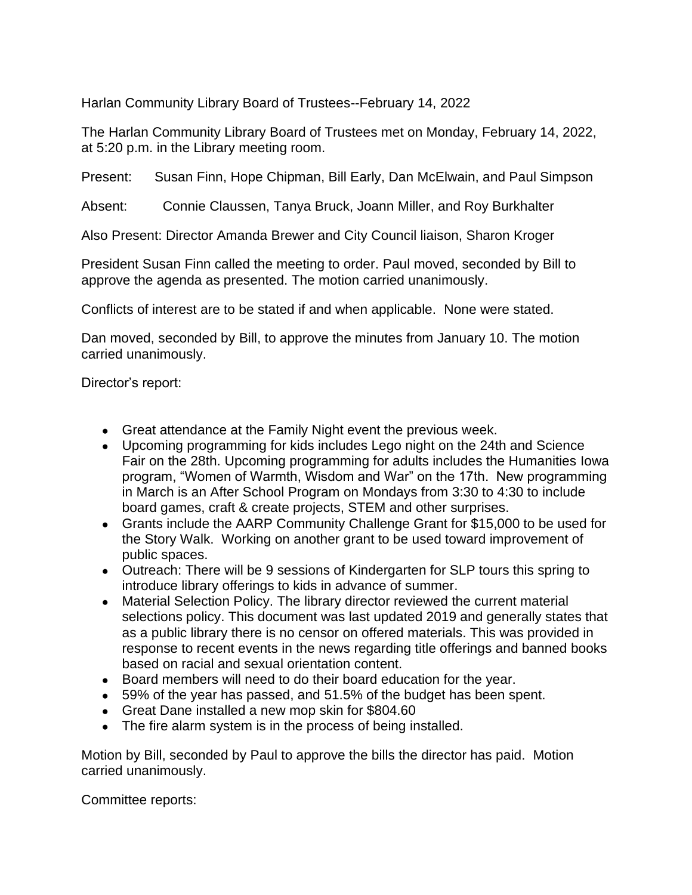Harlan Community Library Board of Trustees--February 14, 2022

The Harlan Community Library Board of Trustees met on Monday, February 14, 2022, at 5:20 p.m. in the Library meeting room.

Present: Susan Finn, Hope Chipman, Bill Early, Dan McElwain, and Paul Simpson

Absent: Connie Claussen, Tanya Bruck, Joann Miller, and Roy Burkhalter

Also Present: Director Amanda Brewer and City Council liaison, Sharon Kroger

President Susan Finn called the meeting to order. Paul moved, seconded by Bill to approve the agenda as presented. The motion carried unanimously.

Conflicts of interest are to be stated if and when applicable. None were stated.

Dan moved, seconded by Bill, to approve the minutes from January 10. The motion carried unanimously.

Director's report:

- Great attendance at the Family Night event the previous week.
- Upcoming programming for kids includes Lego night on the 24th and Science Fair on the 28th. Upcoming programming for adults includes the Humanities Iowa program, "Women of Warmth, Wisdom and War" on the 17th. New programming in March is an After School Program on Mondays from 3:30 to 4:30 to include board games, craft & create projects, STEM and other surprises.
- Grants include the AARP Community Challenge Grant for $15,000 to be used for the Story Walk. Working on another grant to be used toward improvement of public spaces.
- Outreach: There will be 9 sessions of Kindergarten for SLP tours this spring to introduce library offerings to kids in advance of summer.
- Material Selection Policy. The library director reviewed the current material selections policy. This document was last updated 2019 and generally states that as a public library there is no censor on offered materials. This was provided in response to recent events in the news regarding title offerings and banned books based on racial and sexual orientation content.
- Board members will need to do their board education for the year.
- 59% of the year has passed, and 51.5% of the budget has been spent.
- Great Dane installed a new mop skin for $804.60
- The fire alarm system is in the process of being installed.

Motion by Bill, seconded by Paul to approve the bills the director has paid. Motion carried unanimously.

Committee reports: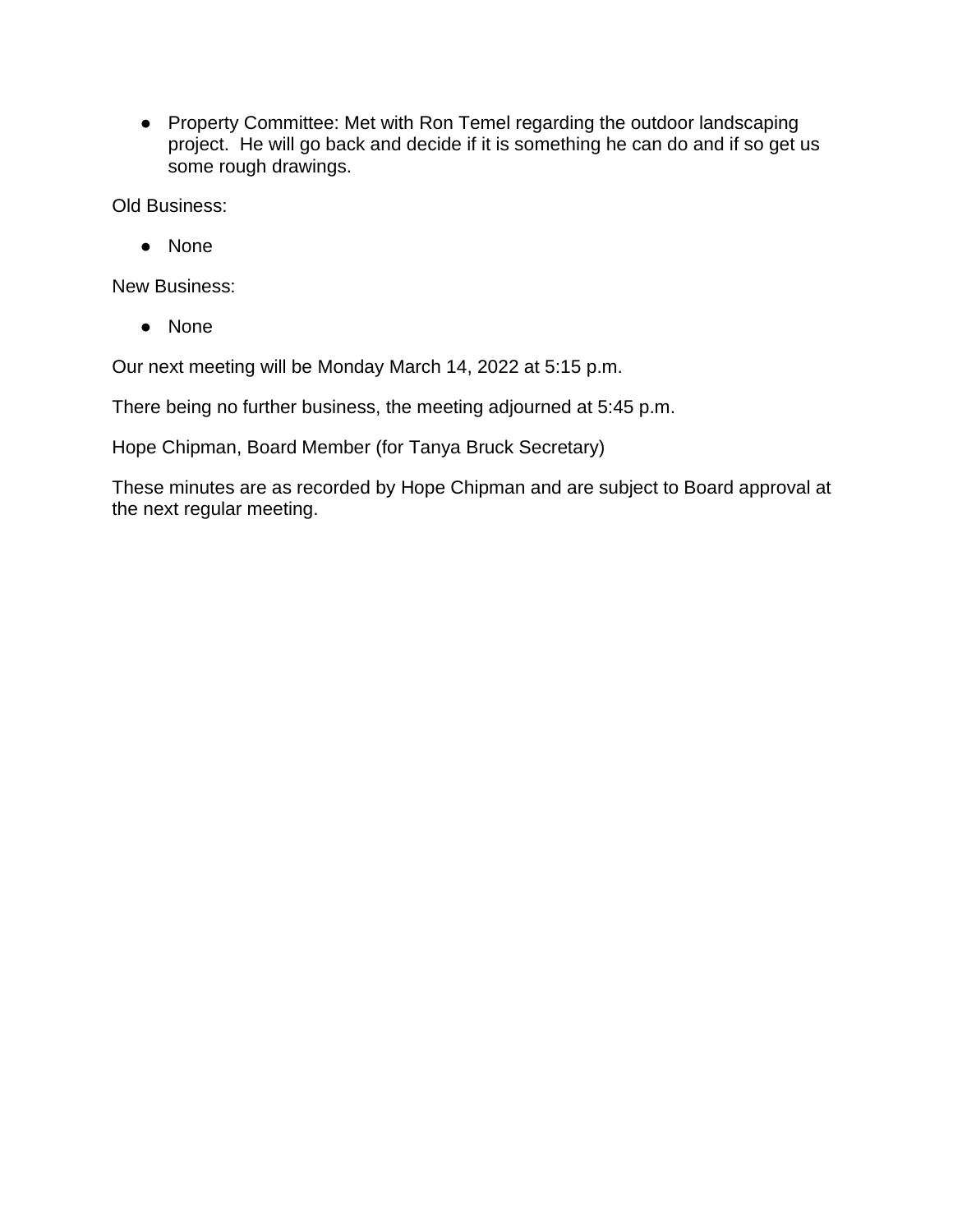- Property Committee: Met with Ron Temel regarding the outdoor landscaping project.  He will go back and decide if it is something he can do and if so get us some rough drawings.

Old Business:

- None

New Business:

- None

Our next meeting will be Monday March 14, 2022 at 5:15 p.m.

There being no further business, the meeting adjourned at 5:45 p.m.

Hope Chipman, Board Member (for Tanya Bruck Secretary)

These minutes are as recorded by Hope Chipman and are subject to Board approval at the next regular meeting.